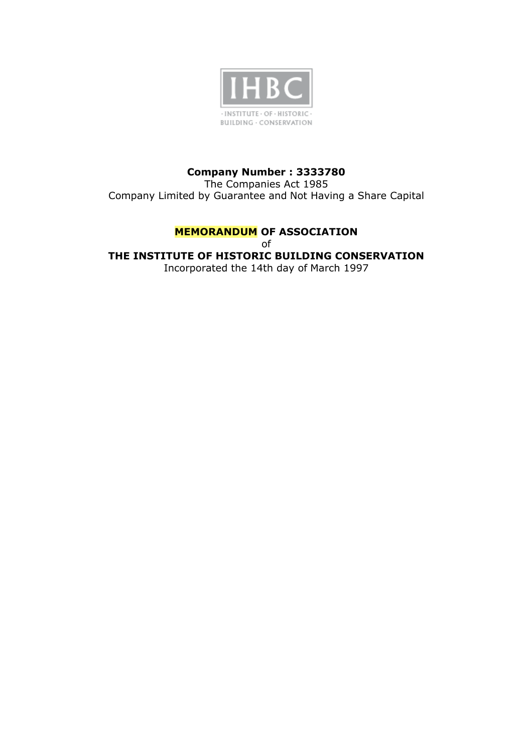IHBC

· INSTITUTE · OF · HISTORIC · BUILDING · CONSERVATION

**Company Number : 3333780**

The Companies Act 1985

Company Limited by Guarantee and Not Having a Share Capital

# MEMORANDUM OF ASSOCIATION

of

# THE INSTITUTE OF HISTORIC BUILDING CONSERVATION

Incorporated the 14th day of March 1997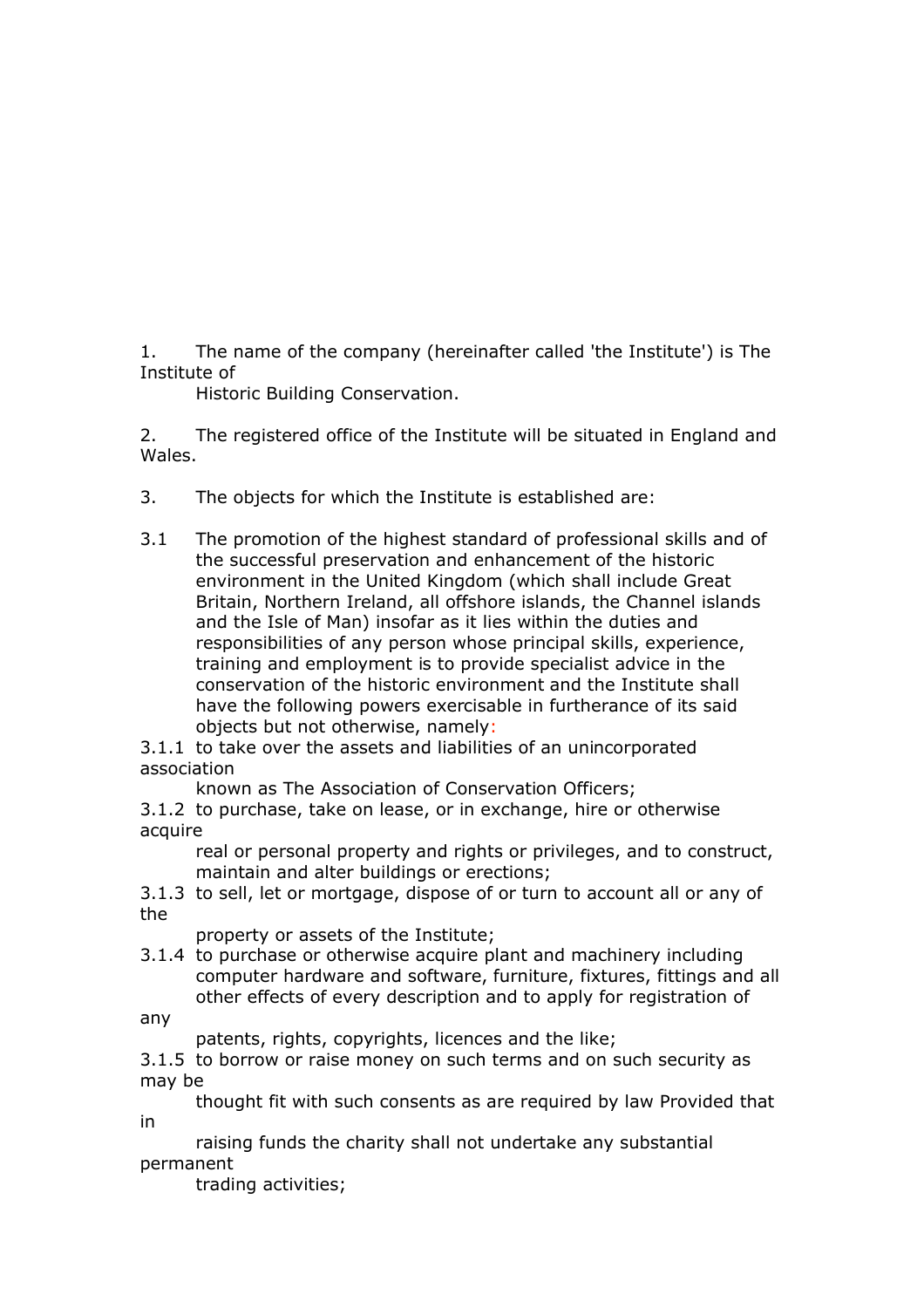1. The name of the company (hereinafter called 'the Institute') is The Institute of Historic Building Conservation.

2. The registered office of the Institute will be situated in England and Wales.

3. The objects for which the Institute is established are:

3.1 The promotion of the highest standard of professional skills and of the successful preservation and enhancement of the historic environment in the United Kingdom (which shall include Great Britain, Northern Ireland, all offshore islands, the Channel islands and the Isle of Man) insofar as it lies within the duties and responsibilities of any person whose principal skills, experience, training and employment is to provide specialist advice in the conservation of the historic environment and the Institute shall have the following powers exercisable in furtherance of its said objects but not otherwise, namely:

3.1.1 to take over the assets and liabilities of an unincorporated association known as The Association of Conservation Officers;

3.1.2 to purchase, take on lease, or in exchange, hire or otherwise acquire real or personal property and rights or privileges, and to construct, maintain and alter buildings or erections;

3.1.3 to sell, let or mortgage, dispose of or turn to account all or any of the property or assets of the Institute;

3.1.4 to purchase or otherwise acquire plant and machinery including computer hardware and software, furniture, fixtures, fittings and all other effects of every description and to apply for registration of any patents, rights, copyrights, licences and the like;

3.1.5 to borrow or raise money on such terms and on such security as may be thought fit with such consents as are required by law Provided that in raising funds the charity shall not undertake any substantial permanent trading activities;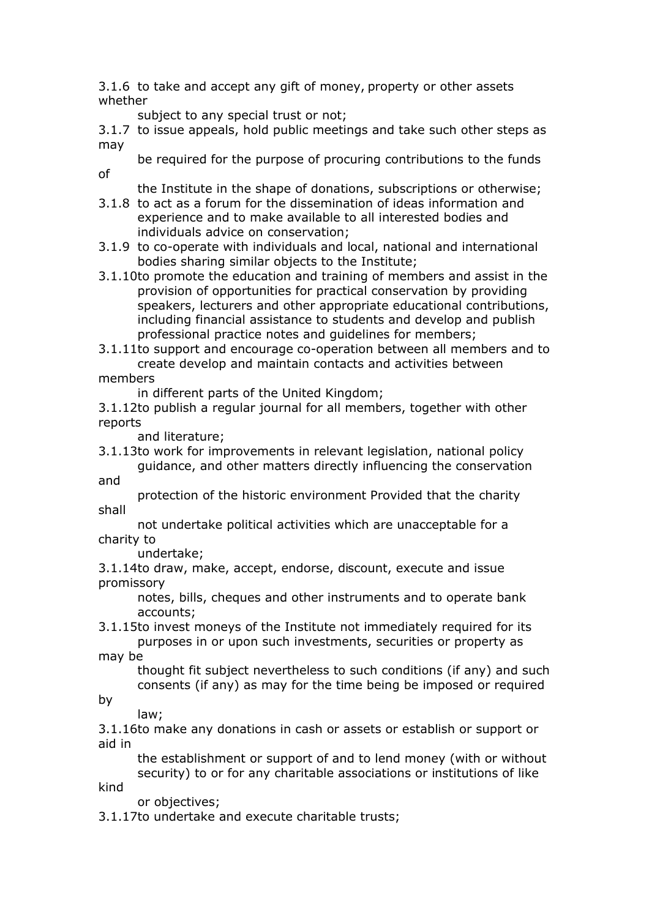3.1.6 to take and accept any gift of money, property or other assets whether subject to any special trust or not;

3.1.7 to issue appeals, hold public meetings and take such other steps as may be required for the purpose of procuring contributions to the funds of the Institute in the shape of donations, subscriptions or otherwise;

3.1.8 to act as a forum for the dissemination of ideas information and experience and to make available to all interested bodies and individuals advice on conservation;

3.1.9 to co-operate with individuals and local, national and international bodies sharing similar objects to the Institute;

3.1.10 to promote the education and training of members and assist in the provision of opportunities for practical conservation by providing speakers, lecturers and other appropriate educational contributions, including financial assistance to students and develop and publish professional practice notes and guidelines for members;

3.1.11 to support and encourage co-operation between all members and to create develop and maintain contacts and activities between members in different parts of the United Kingdom;

3.1.12 to publish a regular journal for all members, together with other reports and literature;

3.1.13 to work for improvements in relevant legislation, national policy guidance, and other matters directly influencing the conservation and protection of the historic environment Provided that the charity shall not undertake political activities which are unacceptable for a charity to undertake;

3.1.14 to draw, make, accept, endorse, discount, execute and issue promissory notes, bills, cheques and other instruments and to operate bank accounts;

3.1.15 to invest moneys of the Institute not immediately required for its purposes in or upon such investments, securities or property as may be thought fit subject nevertheless to such conditions (if any) and such consents (if any) as may for the time being be imposed or required by law;

3.1.16 to make any donations in cash or assets or establish or support or aid in the establishment or support of and to lend money (with or without security) to or for any charitable associations or institutions of like kind or objectives;

3.1.17 to undertake and execute charitable trusts;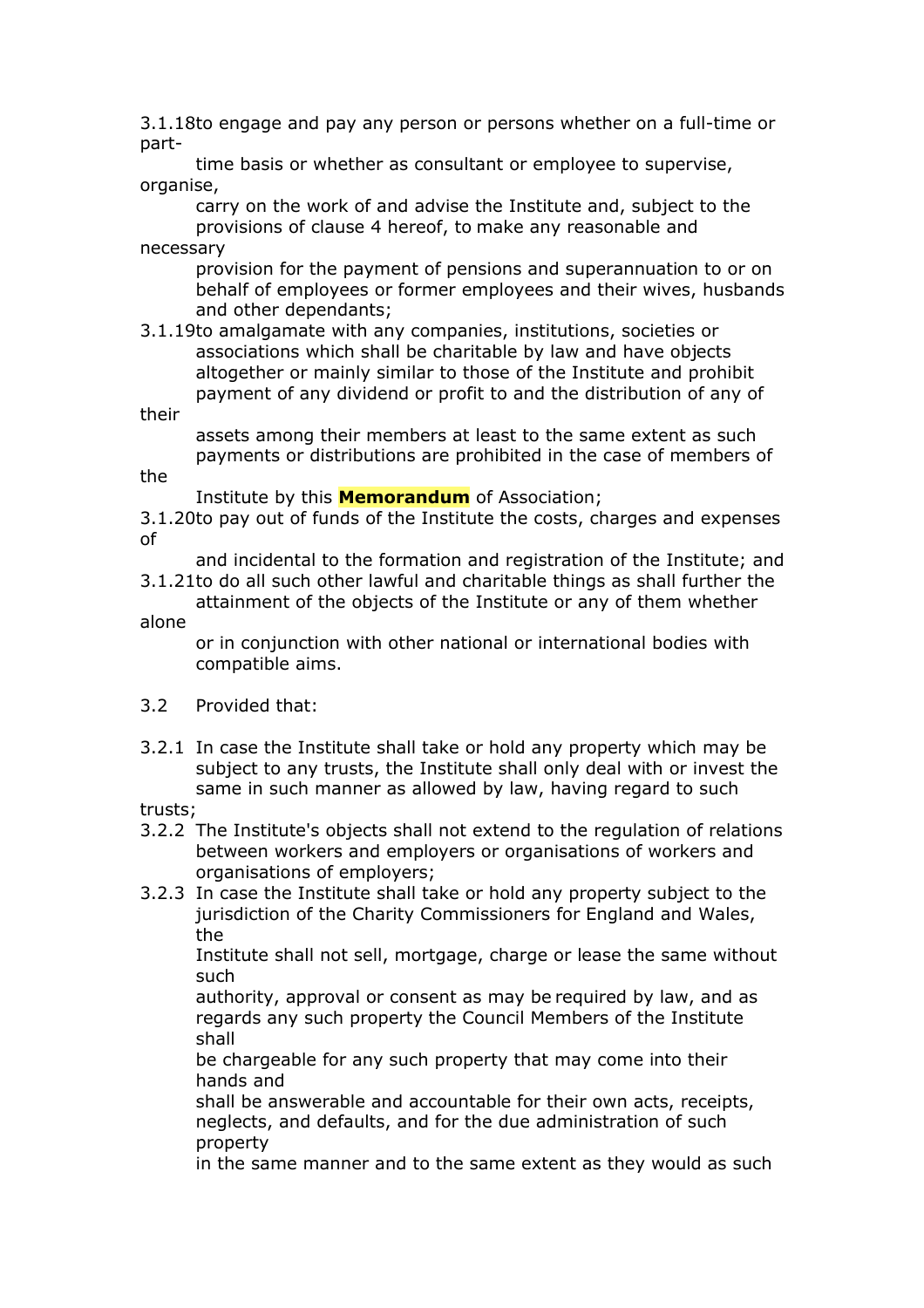3.1.18 to engage and pay any person or persons whether on a full-time or part-time basis or whether as consultant or employee to supervise, organise, carry on the work of and advise the Institute and, subject to the provisions of clause 4 hereof, to make any reasonable and necessary provision for the payment of pensions and superannuation to or on behalf of employees or former employees and their wives, husbands and other dependants;

3.1.19 to amalgamate with any companies, institutions, societies or associations which shall be charitable by law and have objects altogether or mainly similar to those of the Institute and prohibit payment of any dividend or profit to and the distribution of any of their assets among their members at least to the same extent as such payments or distributions are prohibited in the case of members of the Institute by this **Memorandum** of Association;

3.1.20 to pay out of funds of the Institute the costs, charges and expenses of and incidental to the formation and registration of the Institute; and

3.1.21 to do all such other lawful and charitable things as shall further the attainment of the objects of the Institute or any of them whether alone or in conjunction with other national or international bodies with compatible aims.

3.2 Provided that:

3.2.1 In case the Institute shall take or hold any property which may be subject to any trusts, the Institute shall only deal with or invest the same in such manner as allowed by law, having regard to such trusts;

3.2.2 The Institute's objects shall not extend to the regulation of relations between workers and employers or organisations of workers and organisations of employers;

3.2.3 In case the Institute shall take or hold any property subject to the jurisdiction of the Charity Commissioners for England and Wales, the Institute shall not sell, mortgage, charge or lease the same without such authority, approval or consent as may be required by law, and as regards any such property the Council Members of the Institute shall be chargeable for any such property that may come into their hands and shall be answerable and accountable for their own acts, receipts, neglects, and defaults, and for the due administration of such property in the same manner and to the same extent as they would as such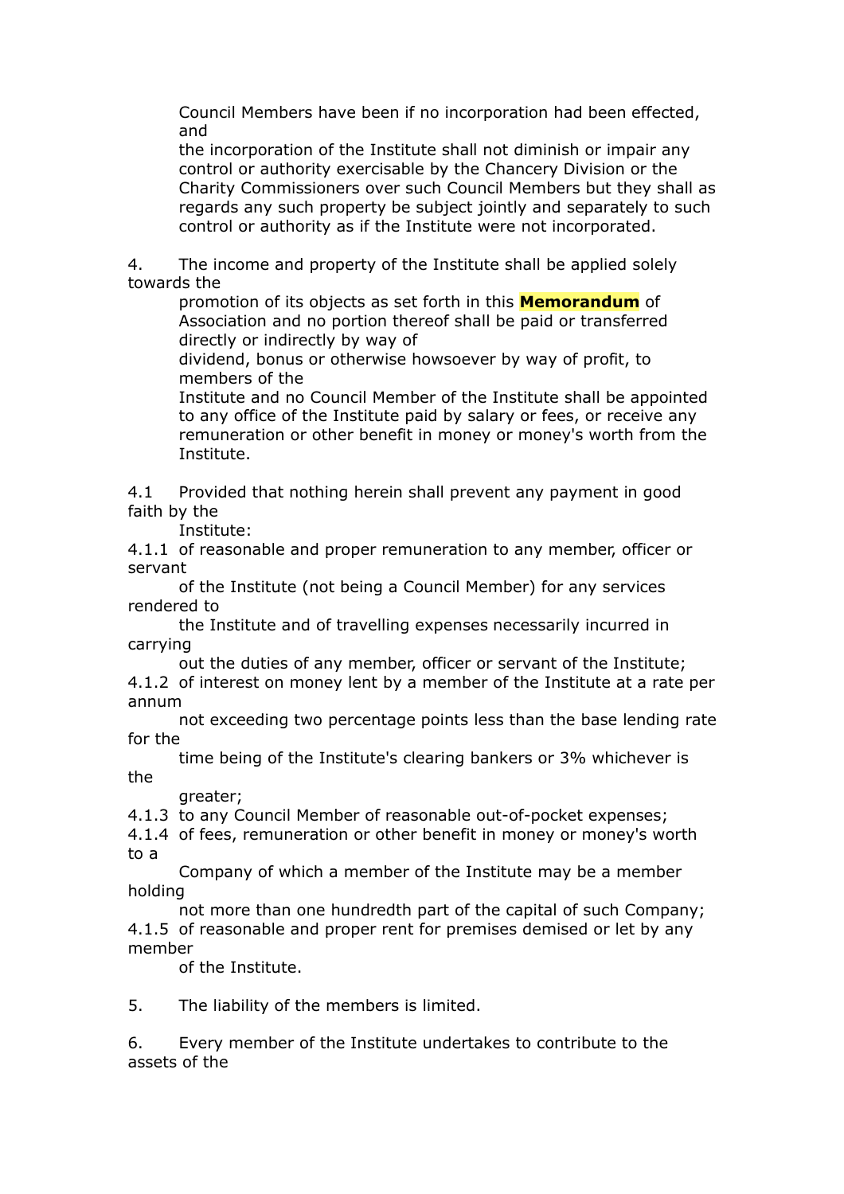Council Members have been if no incorporation had been effected, and

the incorporation of the Institute shall not diminish or impair any control or authority exercisable by the Chancery Division or the Charity Commissioners over such Council Members but they shall as regards any such property be subject jointly and separately to such control or authority as if the Institute were not incorporated.

4. The income and property of the Institute shall be applied solely towards the promotion of its objects as set forth in this **Memorandum** of Association and no portion thereof shall be paid or transferred directly or indirectly by way of dividend, bonus or otherwise howsoever by way of profit, to members of the Institute and no Council Member of the Institute shall be appointed to any office of the Institute paid by salary or fees, or receive any remuneration or other benefit in money or money's worth from the Institute.

4.1 Provided that nothing herein shall prevent any payment in good faith by the Institute:

4.1.1 of reasonable and proper remuneration to any member, officer or servant of the Institute (not being a Council Member) for any services rendered to the Institute and of travelling expenses necessarily incurred in carrying out the duties of any member, officer or servant of the Institute;

4.1.2 of interest on money lent by a member of the Institute at a rate per annum not exceeding two percentage points less than the base lending rate for the time being of the Institute's clearing bankers or 3% whichever is the greater;

4.1.3 to any Council Member of reasonable out-of-pocket expenses;

4.1.4 of fees, remuneration or other benefit in money or money's worth to a Company of which a member of the Institute may be a member holding not more than one hundredth part of the capital of such Company;

4.1.5 of reasonable and proper rent for premises demised or let by any member of the Institute.

5. The liability of the members is limited.

6. Every member of the Institute undertakes to contribute to the assets of the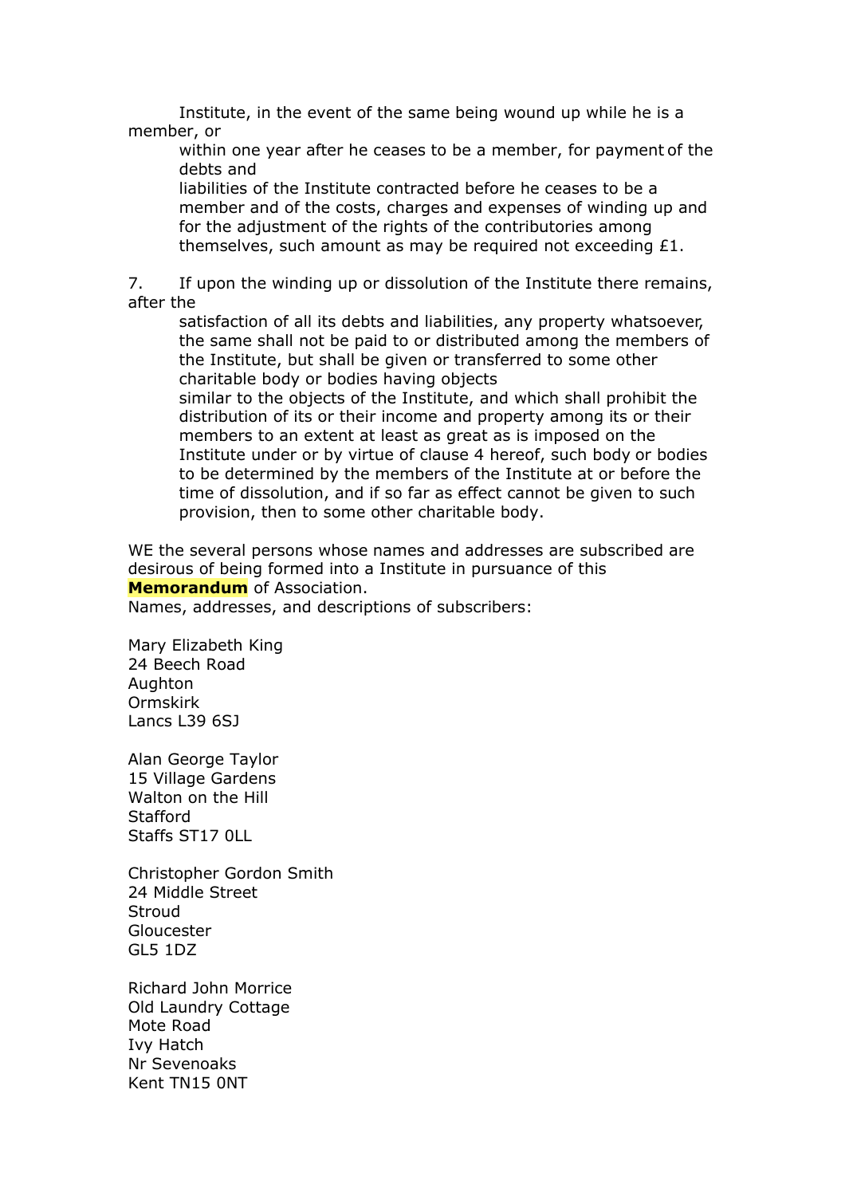Institute, in the event of the same being wound up while he is a member, or within one year after he ceases to be a member, for payment of the debts and liabilities of the Institute contracted before he ceases to be a member and of the costs, charges and expenses of winding up and for the adjustment of the rights of the contributories among themselves, such amount as may be required not exceeding £1.

7. If upon the winding up or dissolution of the Institute there remains, after the satisfaction of all its debts and liabilities, any property whatsoever, the same shall not be paid to or distributed among the members of the Institute, but shall be given or transferred to some other charitable body or bodies having objects similar to the objects of the Institute, and which shall prohibit the distribution of its or their income and property among its or their members to an extent at least as great as is imposed on the Institute under or by virtue of clause 4 hereof, such body or bodies to be determined by the members of the Institute at or before the time of dissolution, and if so far as effect cannot be given to such provision, then to some other charitable body.

WE the several persons whose names and addresses are subscribed are desirous of being formed into a Institute in pursuance of this **Memorandum** of Association.
Names, addresses, and descriptions of subscribers:

Mary Elizabeth King
24 Beech Road
Aughton
Ormskirk
Lancs L39 6SJ

Alan George Taylor
15 Village Gardens
Walton on the Hill
Stafford
Staffs ST17 0LL

Christopher Gordon Smith
24 Middle Street
Stroud
Gloucester
GL5 1DZ

Richard John Morrice
Old Laundry Cottage
Mote Road
Ivy Hatch
Nr Sevenoaks
Kent TN15 0NT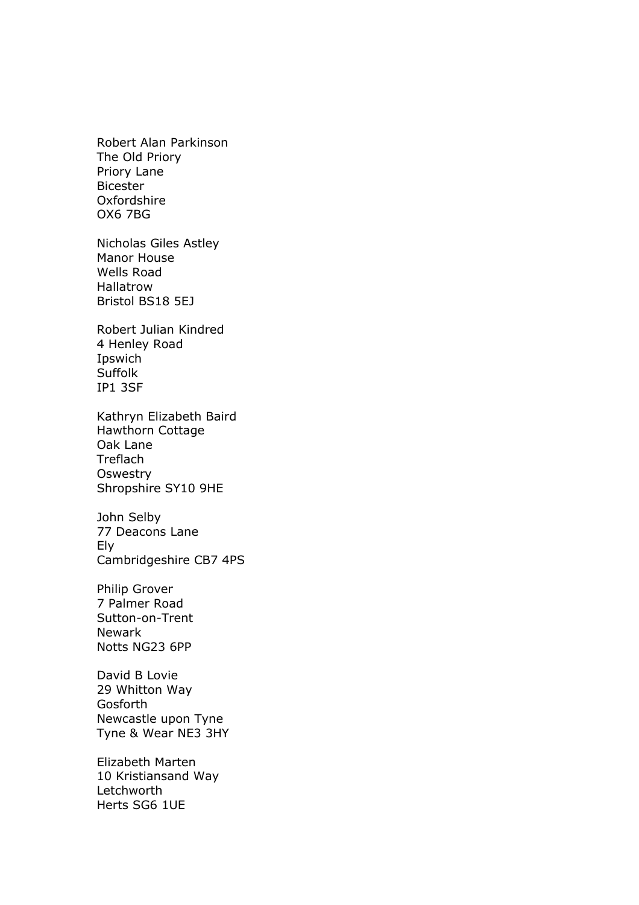Robert Alan Parkinson
The Old Priory
Priory Lane
Bicester
Oxfordshire
OX6 7BG

Nicholas Giles Astley
Manor House
Wells Road
Hallatrow
Bristol BS18 5EJ

Robert Julian Kindred
4 Henley Road
Ipswich
Suffolk
IP1 3SF

Kathryn Elizabeth Baird
Hawthorn Cottage
Oak Lane
Treflach
Oswestry
Shropshire SY10 9HE

John Selby
77 Deacons Lane
Ely
Cambridgeshire CB7 4PS

Philip Grover
7 Palmer Road
Sutton-on-Trent
Newark
Notts NG23 6PP

David B Lovie
29 Whitton Way
Gosforth
Newcastle upon Tyne
Tyne & Wear NE3 3HY

Elizabeth Marten
10 Kristiansand Way
Letchworth
Herts SG6 1UE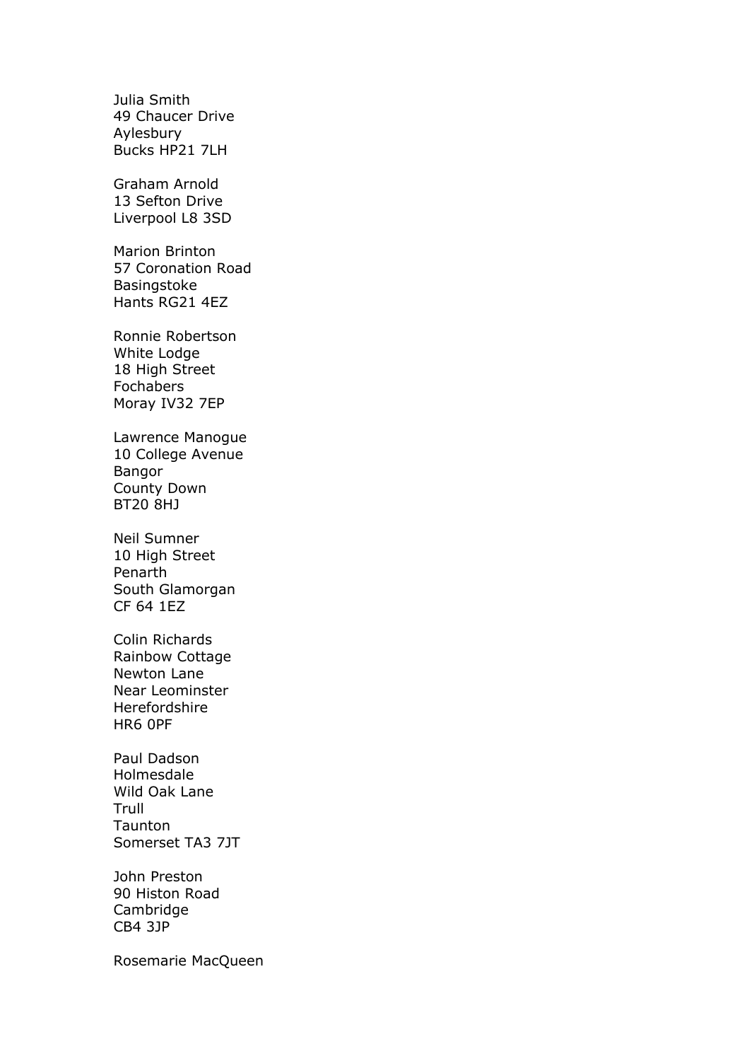Julia Smith
49 Chaucer Drive
Aylesbury
Bucks HP21 7LH

Graham Arnold
13 Sefton Drive
Liverpool L8 3SD

Marion Brinton
57 Coronation Road
Basingstoke
Hants RG21 4EZ

Ronnie Robertson
White Lodge
18 High Street
Fochabers
Moray IV32 7EP

Lawrence Manogue
10 College Avenue
Bangor
County Down
BT20 8HJ

Neil Sumner
10 High Street
Penarth
South Glamorgan
CF 64 1EZ

Colin Richards
Rainbow Cottage
Newton Lane
Near Leominster
Herefordshire
HR6 0PF

Paul Dadson
Holmesdale
Wild Oak Lane
Trull
Taunton
Somerset TA3 7JT

John Preston
90 Histon Road
Cambridge
CB4 3JP

Rosemarie MacQueen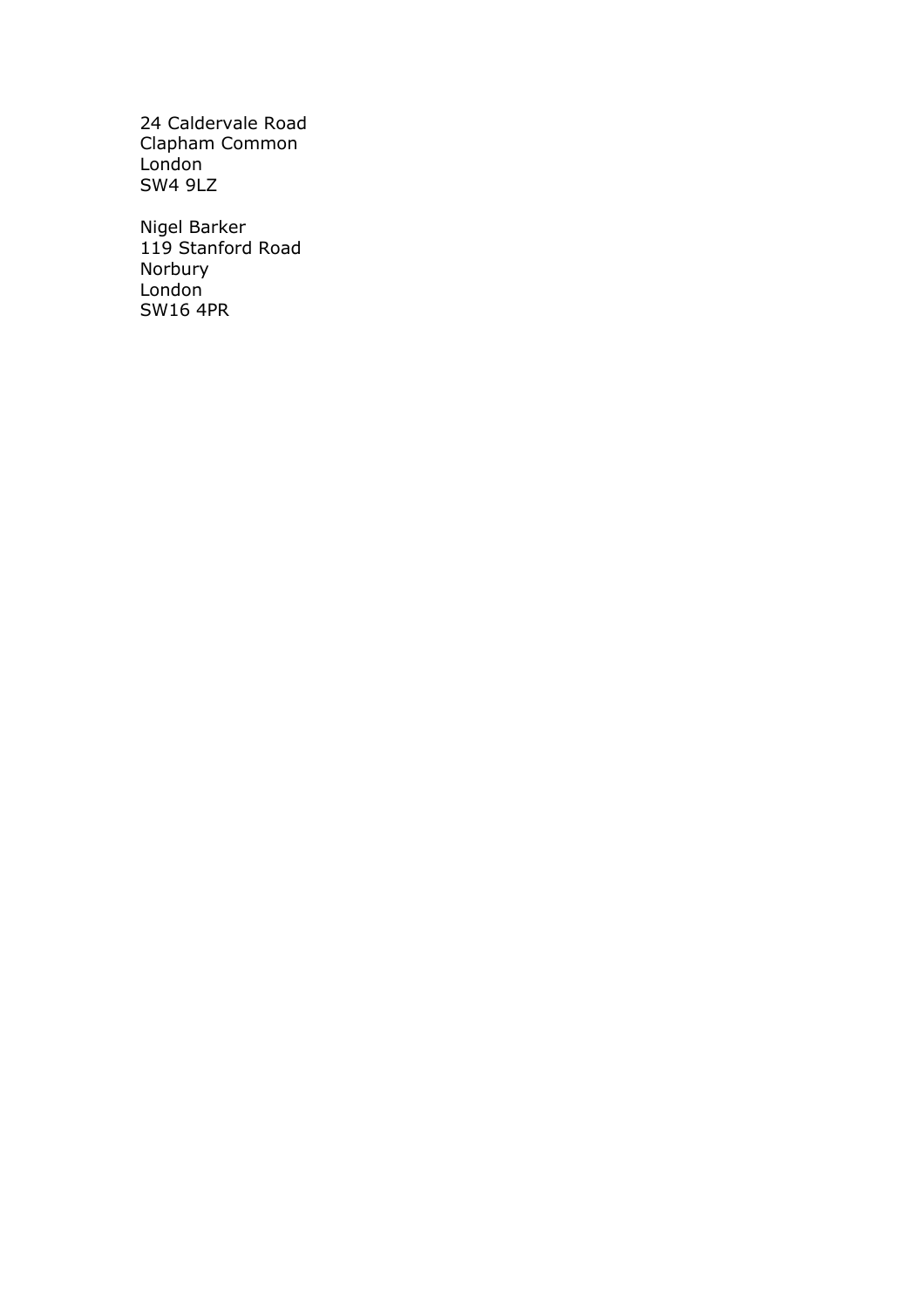24 Caldervale Road
Clapham Common
London
SW4 9LZ

Nigel Barker
119 Stanford Road
Norbury
London
SW16 4PR